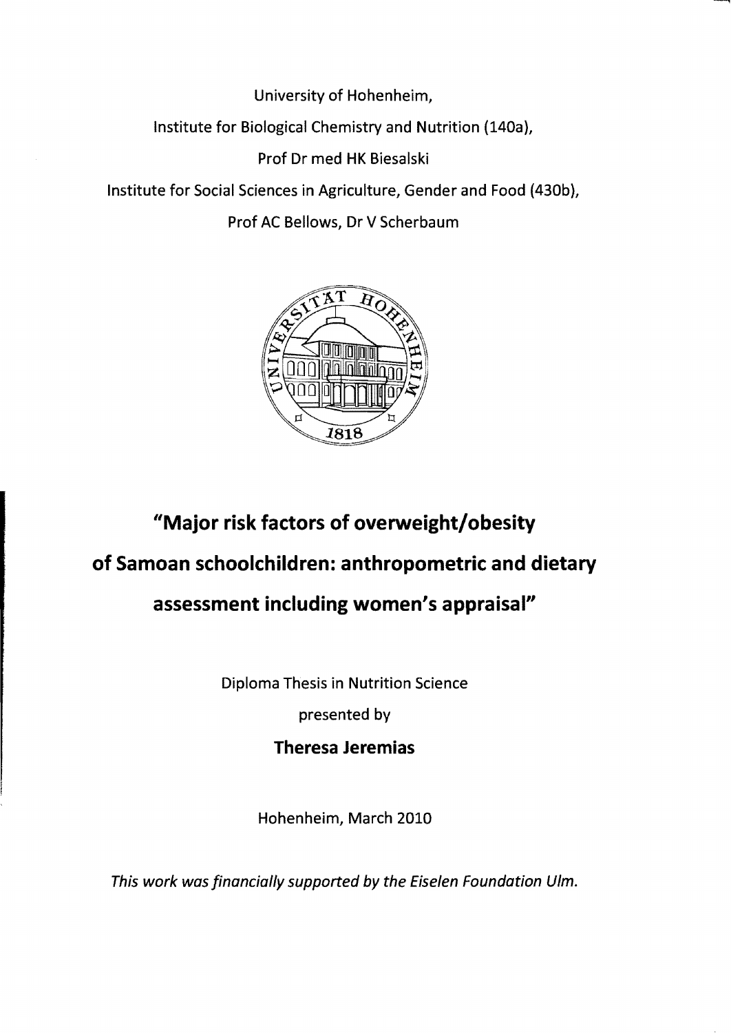University of Hohenheim,

Institute for Biological Chemistry and Nutrition (140a),

Prof Dr med HK Biesalski

Institute for Social Sciences in Agriculture, Gender and Food (430b),

Prof AC Bellows, Dr V Scherbaum

# "Major risk factors of overweight/obesity of Samoan schoolchildren: anthropometric and dietary assessment including women's appraisal"

Diploma Thesis in Nutrition Science

presented by

**Theresa Jeremias**

Hohenheim, March 2010

*This work was financially supported by the Eiselen Foundation Ulm.*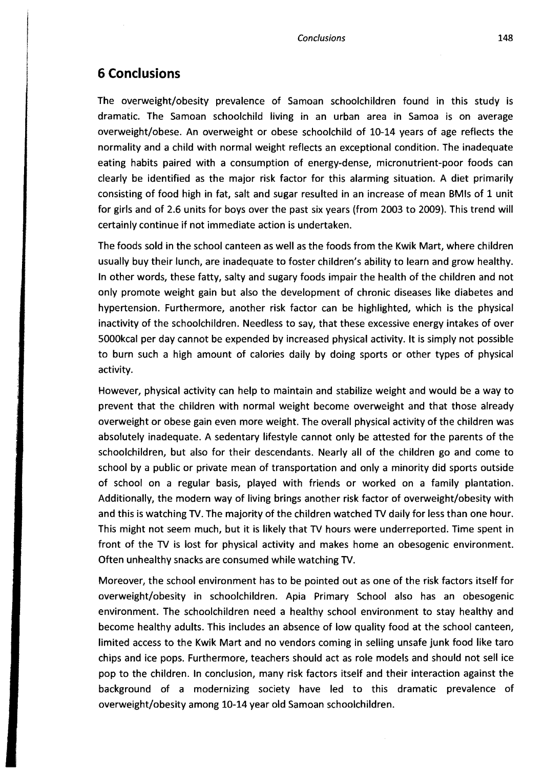# 6 Conclusions

The overweight/obesity prevalence of Samoan schoolchildren found in this study is dramatic. The Samoan schoolchild living in an urban area in Samoa is on average overweight/obese. An overweight or obese schoolchild of 10-14 years of age reflects the normality and a child with normal weight reflects an exceptional condition. The inadequate eating habits paired with a consumption of energy-dense, micronutrient-poor foods can clearly be identified as the major risk factor for this alarming situation. A diet primarily consisting of food high in fat, salt and sugar resulted in an increase of mean BMIs of 1 unit for girls and of 2.6 units for boys over the past six years (from 2003 to 2009). This trend will certainly continue if not immediate action is undertaken.

The foods sold in the school canteen as well as the foods from the Kwik Mart, where children usually buy their lunch, are inadequate to foster children's ability to learn and grow healthy. In other words, these fatty, salty and sugary foods impair the health of the children and not only promote weight gain but also the development of chronic diseases like diabetes and hypertension. Furthermore, another risk factor can be highlighted, which is the physical inactivity of the schoolchildren. Needless to say, that these excessive energy intakes of over 5000kcal per day cannot be expended by increased physical activity. It is simply not possible to burn such a high amount of calories daily by doing sports or other types of physical activity.

However, physical activity can help to maintain and stabilize weight and would be a way to prevent that the children with normal weight become overweight and that those already overweight or obese gain even more weight. The overall physical activity of the children was absolutely inadequate. A sedentary lifestyle cannot only be attested for the parents of the schoolchildren, but also for their descendants. Nearly all of the children go and come to school by a public or private mean of transportation and only a minority did sports outside of school on a regular basis, played with friends or worked on a family plantation. Additionally, the modern way of living brings another risk factor of overweight/obesity with and this is watching TV. The majority of the children watched TV daily for less than one hour. This might not seem much, but it is likely that TV hours were underreported. Time spent in front of the TV is lost for physical activity and makes home an obesogenic environment. Often unhealthy snacks are consumed while watching TV.

Moreover, the school environment has to be pointed out as one of the risk factors itself for overweight/obesity in schoolchildren. Apia Primary School also has an obesogenic environment. The schoolchildren need a healthy school environment to stay healthy and become healthy adults. This includes an absence of low quality food at the school canteen, limited access to the Kwik Mart and no vendors coming in selling unsafe junk food like taro chips and ice pops. Furthermore, teachers should act as role models and should not sell ice pop to the children. In conclusion, many risk factors itself and their interaction against the background of a modernizing society have led to this dramatic prevalence of overweight/obesity among 10-14 year old Samoan schoolchildren.